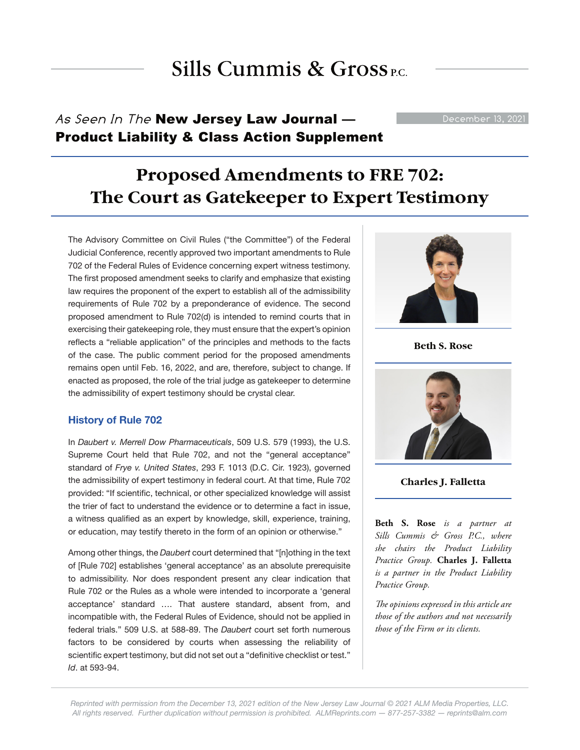# Sills Cummis & Gross P.C.

*As Seen In The* **New Jersey Law Journal — Product Liability & Class Action Supplement**

December 13, 2021

# Proposed Amendments to FRE 702: The Court as Gatekeeper to Expert Testimony

The Advisory Committee on Civil Rules ("the Committee") of the Federal Judicial Conference, recently approved two important amendments to Rule 702 of the Federal Rules of Evidence concerning expert witness testimony. The first proposed amendment seeks to clarify and emphasize that existing law requires the proponent of the expert to establish all of the admissibility requirements of Rule 702 by a preponderance of evidence. The second proposed amendment to Rule 702(d) is intended to remind courts that in exercising their gatekeeping role, they must ensure that the expert's opinion reflects a "reliable application" of the principles and methods to the facts of the case. The public comment period for the proposed amendments remains open until Feb. 16, 2022, and are, therefore, subject to change. If enacted as proposed, the role of the trial judge as gatekeeper to determine the admissibility of expert testimony should be crystal clear.

## History of Rule 702

In *Daubert v. Merrell Dow Pharmaceuticals*, 509 U.S. 579 (1993), the U.S. Supreme Court held that Rule 702, and not the "general acceptance" standard of *Frye v. United States*, 293 F. 1013 (D.C. Cir. 1923), governed the admissibility of expert testimony in federal court. At that time, Rule 702 provided: "If scientific, technical, or other specialized knowledge will assist the trier of fact to understand the evidence or to determine a fact in issue, a witness qualified as an expert by knowledge, skill, experience, training, or education, may testify thereto in the form of an opinion or otherwise."

Among other things, the *Daubert* court determined that "[n]othing in the text of [Rule 702] establishes 'general acceptance' as an absolute prerequisite to admissibility. Nor does respondent present any clear indication that Rule 702 or the Rules as a whole were intended to incorporate a 'general acceptance' standard …. That austere standard, absent from, and incompatible with, the Federal Rules of Evidence, should not be applied in federal trials." 509 U.S. at 588-89. The *Daubert* court set forth numerous factors to be considered by courts when assessing the reliability of scientific expert testimony, but did not set out a "definitive checklist or test." *Id*. at 593-94.

**Beth S. Rose**

**Charles J. Falletta**

***Beth S. Rose** is a partner at Sills Cummis & Gross P.C., where she chairs the Product Liability Practice Group. **Charles J. Falletta** is a partner in the Product Liability Practice Group.*

*The opinions expressed in this article are those of the authors and not necessarily those of the Firm or its clients.*

*Reprinted with permission from the December 13, 2021 edition of the New Jersey Law Journal © 2021 ALM Media Properties, LLC. All rights reserved. Further duplication without permission is prohibited. ALMReprints.com — 877-257-3382 — reprints@alm.com*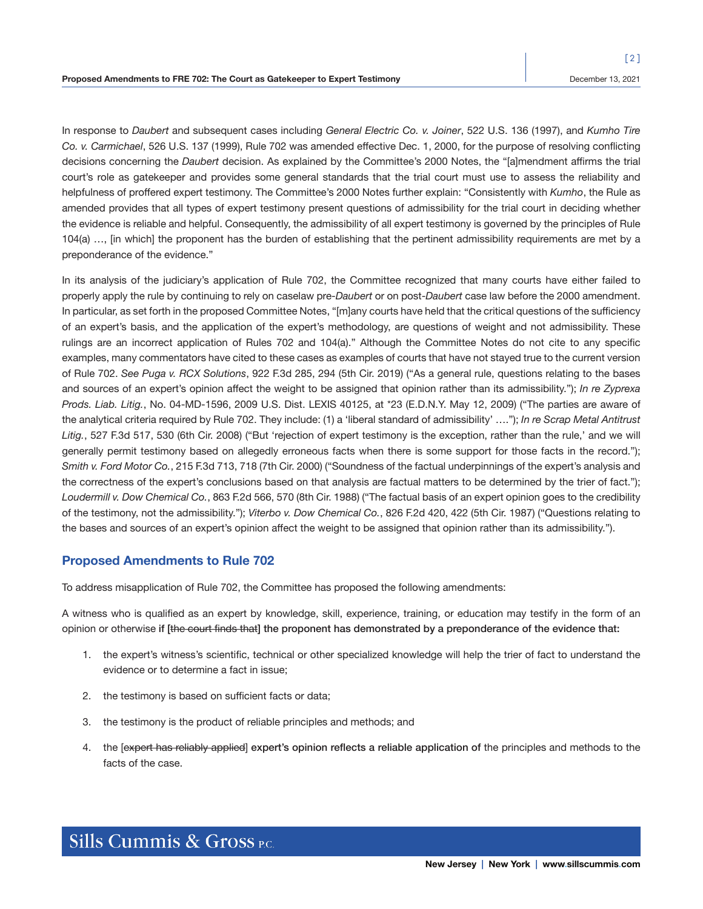In response to *Daubert* and subsequent cases including *General Electric Co. v. Joiner*, 522 U.S. 136 (1997), and *Kumho Tire Co. v. Carmichael*, 526 U.S. 137 (1999), Rule 702 was amended effective Dec. 1, 2000, for the purpose of resolving conflicting decisions concerning the *Daubert* decision. As explained by the Committee's 2000 Notes, the "[a]mendment affirms the trial court's role as gatekeeper and provides some general standards that the trial court must use to assess the reliability and helpfulness of proffered expert testimony. The Committee's 2000 Notes further explain: "Consistently with *Kumho*, the Rule as amended provides that all types of expert testimony present questions of admissibility for the trial court in deciding whether the evidence is reliable and helpful. Consequently, the admissibility of all expert testimony is governed by the principles of Rule 104(a) …, [in which] the proponent has the burden of establishing that the pertinent admissibility requirements are met by a preponderance of the evidence."

In its analysis of the judiciary's application of Rule 702, the Committee recognized that many courts have either failed to properly apply the rule by continuing to rely on caselaw pre-*Daubert* or on post-*Daubert* case law before the 2000 amendment. In particular, as set forth in the proposed Committee Notes, "[m]any courts have held that the critical questions of the sufficiency of an expert's basis, and the application of the expert's methodology, are questions of weight and not admissibility. These rulings are an incorrect application of Rules 702 and 104(a)." Although the Committee Notes do not cite to any specific examples, many commentators have cited to these cases as examples of courts that have not stayed true to the current version of Rule 702. *See Puga v. RCX Solutions*, 922 F.3d 285, 294 (5th Cir. 2019) ("As a general rule, questions relating to the bases and sources of an expert's opinion affect the weight to be assigned that opinion rather than its admissibility."); *In re Zyprexa Prods. Liab. Litig.*, No. 04-MD-1596, 2009 U.S. Dist. LEXIS 40125, at *23 (E.D.N.Y. May 12, 2009) ("The parties are aware of the analytical criteria required by Rule 702. They include: (1) a 'liberal standard of admissibility' …."); *In re Scrap Metal Antitrust Litig.*, 527 F.3d 517, 530 (6th Cir. 2008) ("But 'rejection of expert testimony is the exception, rather than the rule,' and we will generally permit testimony based on allegedly erroneous facts when there is some support for those facts in the record."); *Smith v. Ford Motor Co.*, 215 F.3d 713, 718 (7th Cir. 2000) ("Soundness of the factual underpinnings of the expert's analysis and the correctness of the expert's conclusions based on that analysis are factual matters to be determined by the trier of fact."); *Loudermill v. Dow Chemical Co.*, 863 F.2d 566, 570 (8th Cir. 1988) ("The factual basis of an expert opinion goes to the credibility of the testimony, not the admissibility."); *Viterbo v. Dow Chemical Co.*, 826 F.2d 420, 422 (5th Cir. 1987) ("Questions relating to the bases and sources of an expert's opinion affect the weight to be assigned that opinion rather than its admissibility.").

## Proposed Amendments to Rule 702

To address misapplication of Rule 702, the Committee has proposed the following amendments:

A witness who is qualified as an expert by knowledge, skill, experience, training, or education may testify in the form of an opinion or otherwise **if** [~~the court finds that~~] **the proponent has demonstrated by a preponderance of the evidence that:**

1. the expert's witness's scientific, technical or other specialized knowledge will help the trier of fact to understand the evidence or to determine a fact in issue;
2. the testimony is based on sufficient facts or data;
3. the testimony is the product of reliable principles and methods; and
4. the [~~expert has reliably applied~~] **expert's opinion reflects a reliable application of** the principles and methods to the facts of the case.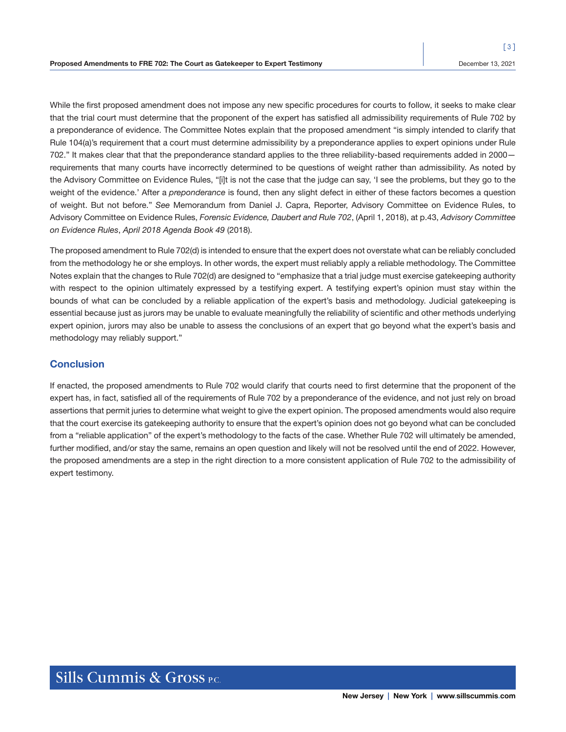While the first proposed amendment does not impose any new specific procedures for courts to follow, it seeks to make clear that the trial court must determine that the proponent of the expert has satisfied all admissibility requirements of Rule 702 by a preponderance of evidence. The Committee Notes explain that the proposed amendment "is simply intended to clarify that Rule 104(a)'s requirement that a court must determine admissibility by a preponderance applies to expert opinions under Rule 702." It makes clear that that the preponderance standard applies to the three reliability-based requirements added in 2000—requirements that many courts have incorrectly determined to be questions of weight rather than admissibility. As noted by the Advisory Committee on Evidence Rules, "[i]t is not the case that the judge can say, 'I see the problems, but they go to the weight of the evidence.' After a *preponderance* is found, then any slight defect in either of these factors becomes a question of weight. But not before." *See* Memorandum from Daniel J. Capra, Reporter, Advisory Committee on Evidence Rules, to Advisory Committee on Evidence Rules, *Forensic Evidence, Daubert and Rule 702*, (April 1, 2018), at p.43, *Advisory Committee on Evidence Rules*, *April 2018 Agenda Book 49* (2018).

The proposed amendment to Rule 702(d) is intended to ensure that the expert does not overstate what can be reliably concluded from the methodology he or she employs. In other words, the expert must reliably apply a reliable methodology. The Committee Notes explain that the changes to Rule 702(d) are designed to "emphasize that a trial judge must exercise gatekeeping authority with respect to the opinion ultimately expressed by a testifying expert. A testifying expert's opinion must stay within the bounds of what can be concluded by a reliable application of the expert's basis and methodology. Judicial gatekeeping is essential because just as jurors may be unable to evaluate meaningfully the reliability of scientific and other methods underlying expert opinion, jurors may also be unable to assess the conclusions of an expert that go beyond what the expert's basis and methodology may reliably support."

## Conclusion

If enacted, the proposed amendments to Rule 702 would clarify that courts need to first determine that the proponent of the expert has, in fact, satisfied all of the requirements of Rule 702 by a preponderance of the evidence, and not just rely on broad assertions that permit juries to determine what weight to give the expert opinion. The proposed amendments would also require that the court exercise its gatekeeping authority to ensure that the expert's opinion does not go beyond what can be concluded from a "reliable application" of the expert's methodology to the facts of the case. Whether Rule 702 will ultimately be amended, further modified, and/or stay the same, remains an open question and likely will not be resolved until the end of 2022. However, the proposed amendments are a step in the right direction to a more consistent application of Rule 702 to the admissibility of expert testimony.

Sills Cummis & Gross P.C.

New Jersey | New York | www.sillscummis.com